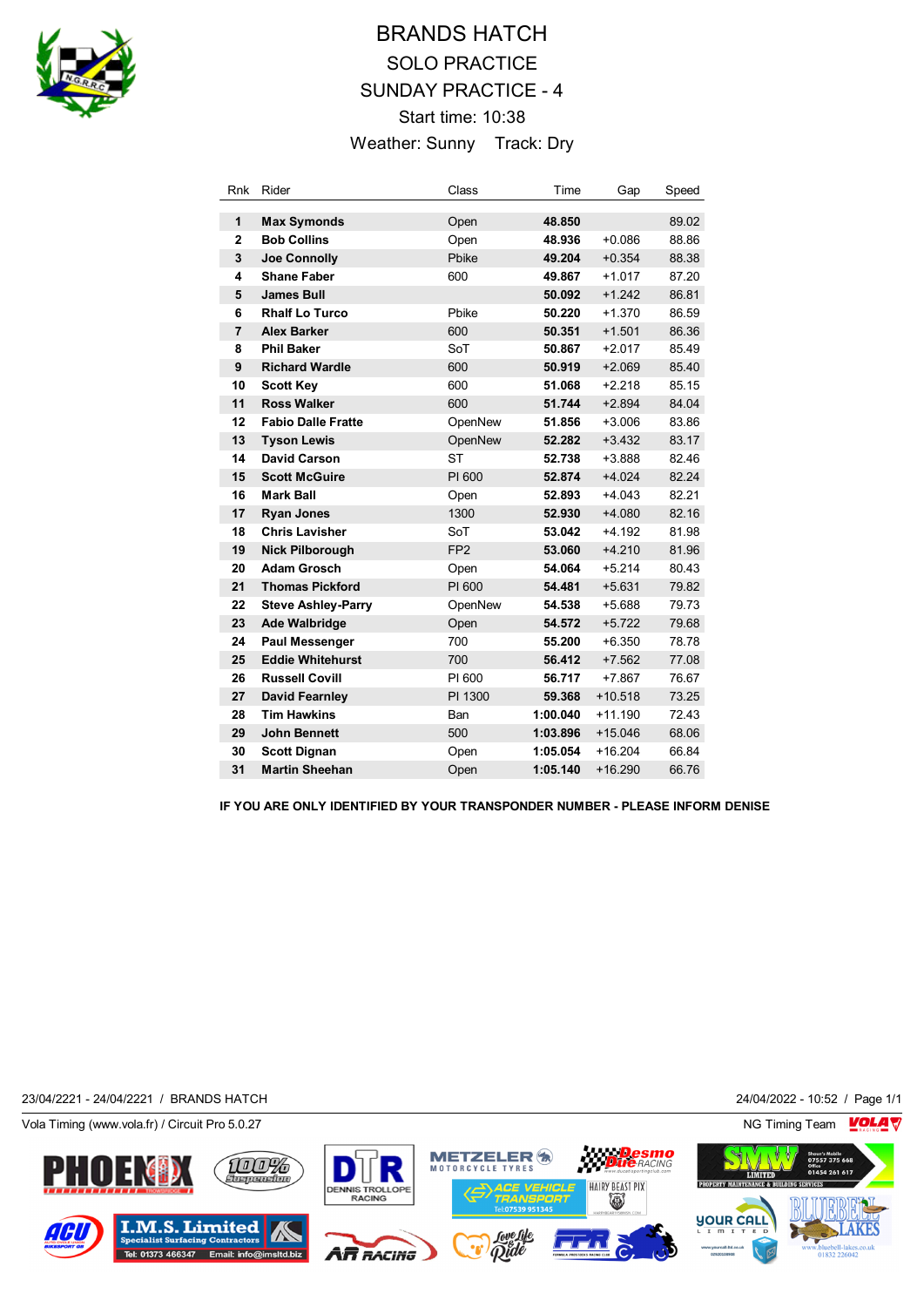# BRANDS HATCH

## SOLO PRACTICE

## SUNDAY PRACTICE - 4

Start time: 10:38

Weather: Sunny    Track: Dry

| Rnk | Rider | Class | Time | Gap | Speed |
|---|---|---|---|---|---|
| 1 | **Max Symonds** | Open | **48.850** | | 89.02 |
| 2 | **Bob Collins** | Open | **48.936** | +0.086 | 88.86 |
| 3 | **Joe Connolly** | Pbike | **49.204** | +0.354 | 88.38 |
| 4 | **Shane Faber** | 600 | **49.867** | +1.017 | 87.20 |
| 5 | **James Bull** | | **50.092** | +1.242 | 86.81 |
| 6 | **Rhalf Lo Turco** | Pbike | **50.220** | +1.370 | 86.59 |
| 7 | **Alex Barker** | 600 | **50.351** | +1.501 | 86.36 |
| 8 | **Phil Baker** | SoT | **50.867** | +2.017 | 85.49 |
| 9 | **Richard Wardle** | 600 | **50.919** | +2.069 | 85.40 |
| 10 | **Scott Key** | 600 | **51.068** | +2.218 | 85.15 |
| 11 | **Ross Walker** | 600 | **51.744** | +2.894 | 84.04 |
| 12 | **Fabio Dalle Fratte** | OpenNew | **51.856** | +3.006 | 83.86 |
| 13 | **Tyson Lewis** | OpenNew | **52.282** | +3.432 | 83.17 |
| 14 | **David Carson** | ST | **52.738** | +3.888 | 82.46 |
| 15 | **Scott McGuire** | PI 600 | **52.874** | +4.024 | 82.24 |
| 16 | **Mark Ball** | Open | **52.893** | +4.043 | 82.21 |
| 17 | **Ryan Jones** | 1300 | **52.930** | +4.080 | 82.16 |
| 18 | **Chris Lavisher** | SoT | **53.042** | +4.192 | 81.98 |
| 19 | **Nick Pilborough** | FP2 | **53.060** | +4.210 | 81.96 |
| 20 | **Adam Grosch** | Open | **54.064** | +5.214 | 80.43 |
| 21 | **Thomas Pickford** | PI 600 | **54.481** | +5.631 | 79.82 |
| 22 | **Steve Ashley-Parry** | OpenNew | **54.538** | +5.688 | 79.73 |
| 23 | **Ade Walbridge** | Open | **54.572** | +5.722 | 79.68 |
| 24 | **Paul Messenger** | 700 | **55.200** | +6.350 | 78.78 |
| 25 | **Eddie Whitehurst** | 700 | **56.412** | +7.562 | 77.08 |
| 26 | **Russell Covill** | PI 600 | **56.717** | +7.867 | 76.67 |
| 27 | **David Fearnley** | PI 1300 | **59.368** | +10.518 | 73.25 |
| 28 | **Tim Hawkins** | Ban | **1:00.040** | +11.190 | 72.43 |
| 29 | **John Bennett** | 500 | **1:03.896** | +15.046 | 68.06 |
| 30 | **Scott Dignan** | Open | **1:05.054** | +16.204 | 66.84 |
| 31 | **Martin Sheehan** | Open | **1:05.140** | +16.290 | 66.76 |

**IF YOU ARE ONLY IDENTIFIED BY YOUR TRANSPONDER NUMBER - PLEASE INFORM DENISE**

23/04/2221 - 24/04/2221 / BRANDS HATCH    24/04/2022 - 10:52 / Page 1/1

Vola Timing (www.vola.fr) / Circuit Pro 5.0.27    NG Timing Team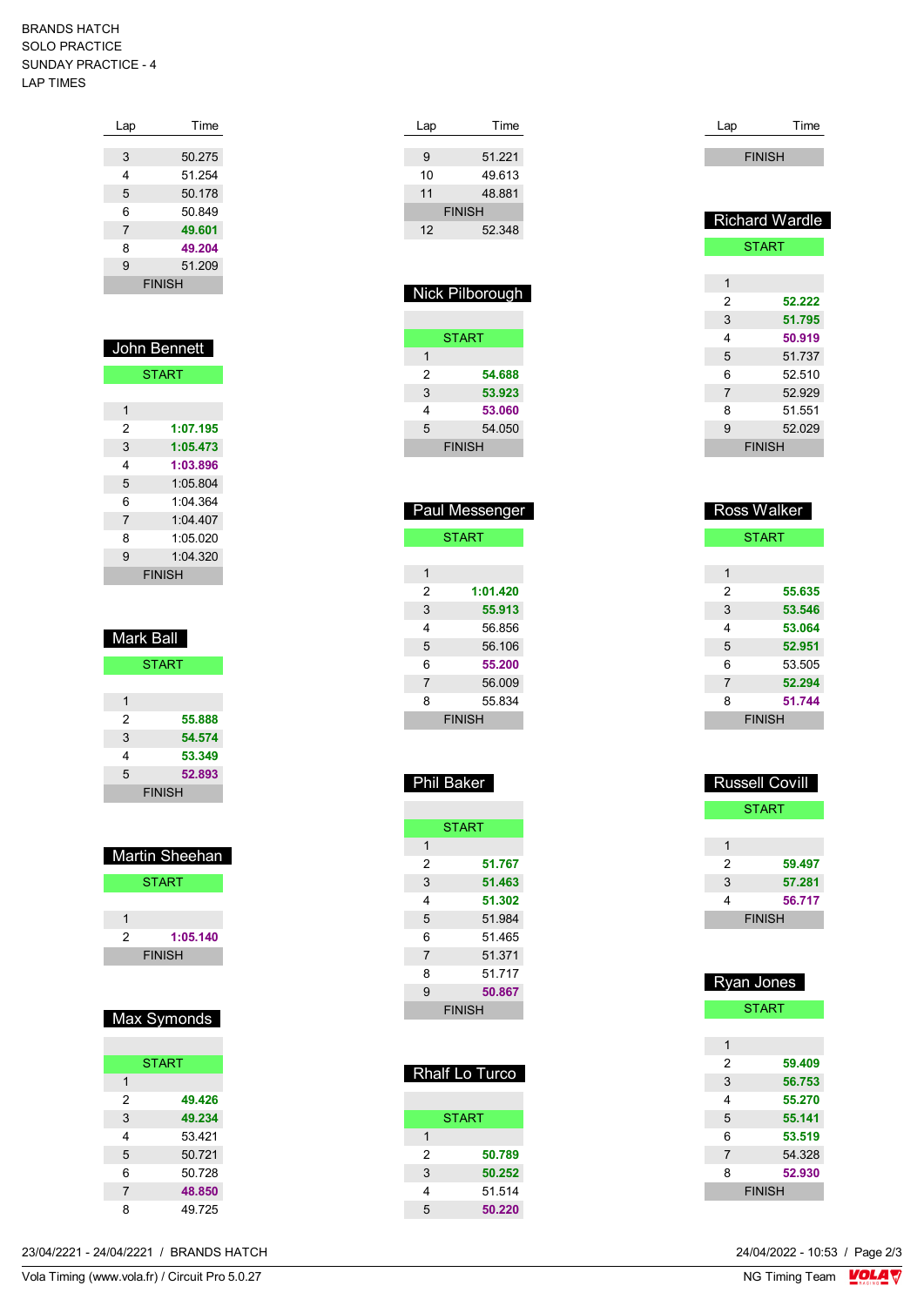BRANDS HATCH
SOLO PRACTICE
SUNDAY PRACTICE - 4
LAP TIMES

| Lap | Time |
|---|---|
| 3 | 50.275 |
| 4 | 51.254 |
| 5 | 50.178 |
| 6 | 50.849 |
| 7 | **49.601** |
| 8 | **49.204** |
| 9 | 51.209 |
| FINISH | |

### John Bennett

| Lap | Time |
|---|---|
| START | |
| 1 | |
| 2 | **1:07.195** |
| 3 | **1:05.473** |
| 4 | **1:03.896** |
| 5 | 1:05.804 |
| 6 | 1:04.364 |
| 7 | 1:04.407 |
| 8 | 1:05.020 |
| 9 | 1:04.320 |
| FINISH | |

### Mark Ball

| Lap | Time |
|---|---|
| START | |
| 1 | |
| 2 | **55.888** |
| 3 | **54.574** |
| 4 | **53.349** |
| 5 | **52.893** |
| FINISH | |

### Martin Sheehan

| Lap | Time |
|---|---|
| START | |
| 1 | |
| 2 | **1:05.140** |
| FINISH | |

### Max Symonds

| Lap | Time |
|---|---|
| START | |
| 1 | |
| 2 | **49.426** |
| 3 | **49.234** |
| 4 | 53.421 |
| 5 | 50.721 |
| 6 | 50.728 |
| 7 | **48.850** |
| 8 | 49.725 |

| Lap | Time |
|---|---|
| 9 | 51.221 |
| 10 | 49.613 |
| 11 | 48.881 |
| FINISH | |
| 12 | 52.348 |

### Nick Pilborough

| Lap | Time |
|---|---|
| START | |
| 1 | |
| 2 | **54.688** |
| 3 | **53.923** |
| 4 | **53.060** |
| 5 | 54.050 |
| FINISH | |

### Paul Messenger

| Lap | Time |
|---|---|
| START | |
| 1 | |
| 2 | **1:01.420** |
| 3 | **55.913** |
| 4 | 56.856 |
| 5 | 56.106 |
| 6 | **55.200** |
| 7 | 56.009 |
| 8 | 55.834 |
| FINISH | |

### Phil Baker

| Lap | Time |
|---|---|
| START | |
| 1 | |
| 2 | **51.767** |
| 3 | **51.463** |
| 4 | **51.302** |
| 5 | 51.984 |
| 6 | 51.465 |
| 7 | 51.371 |
| 8 | 51.717 |
| 9 | **50.867** |
| FINISH | |

### Rhalf Lo Turco

| Lap | Time |
|---|---|
| START | |
| 1 | |
| 2 | **50.789** |
| 3 | **50.252** |
| 4 | 51.514 |
| 5 | **50.220** |

| Lap | Time |
|---|---|
| FINISH | |

### Richard Wardle

| Lap | Time |
|---|---|
| START | |
| 1 | |
| 2 | **52.222** |
| 3 | **51.795** |
| 4 | **50.919** |
| 5 | 51.737 |
| 6 | 52.510 |
| 7 | 52.929 |
| 8 | 51.551 |
| 9 | 52.029 |
| FINISH | |

### Ross Walker

| Lap | Time |
|---|---|
| START | |
| 1 | |
| 2 | **55.635** |
| 3 | **53.546** |
| 4 | **53.064** |
| 5 | **52.951** |
| 6 | 53.505 |
| 7 | **52.294** |
| 8 | **51.744** |
| FINISH | |

### Russell Covill

| Lap | Time |
|---|---|
| START | |
| 1 | |
| 2 | **59.497** |
| 3 | **57.281** |
| 4 | **56.717** |
| FINISH | |

### Ryan Jones

| Lap | Time |
|---|---|
| START | |
| 1 | |
| 2 | **59.409** |
| 3 | **56.753** |
| 4 | **55.270** |
| 5 | **55.141** |
| 6 | **53.519** |
| 7 | 54.328 |
| 8 | **52.930** |
| FINISH | |

23/04/2221 - 24/04/2221 / BRANDS HATCH

24/04/2022 - 10:53

Vola Timing (www.vola.fr) / Circuit Pro 5.0.27

NG Timing Team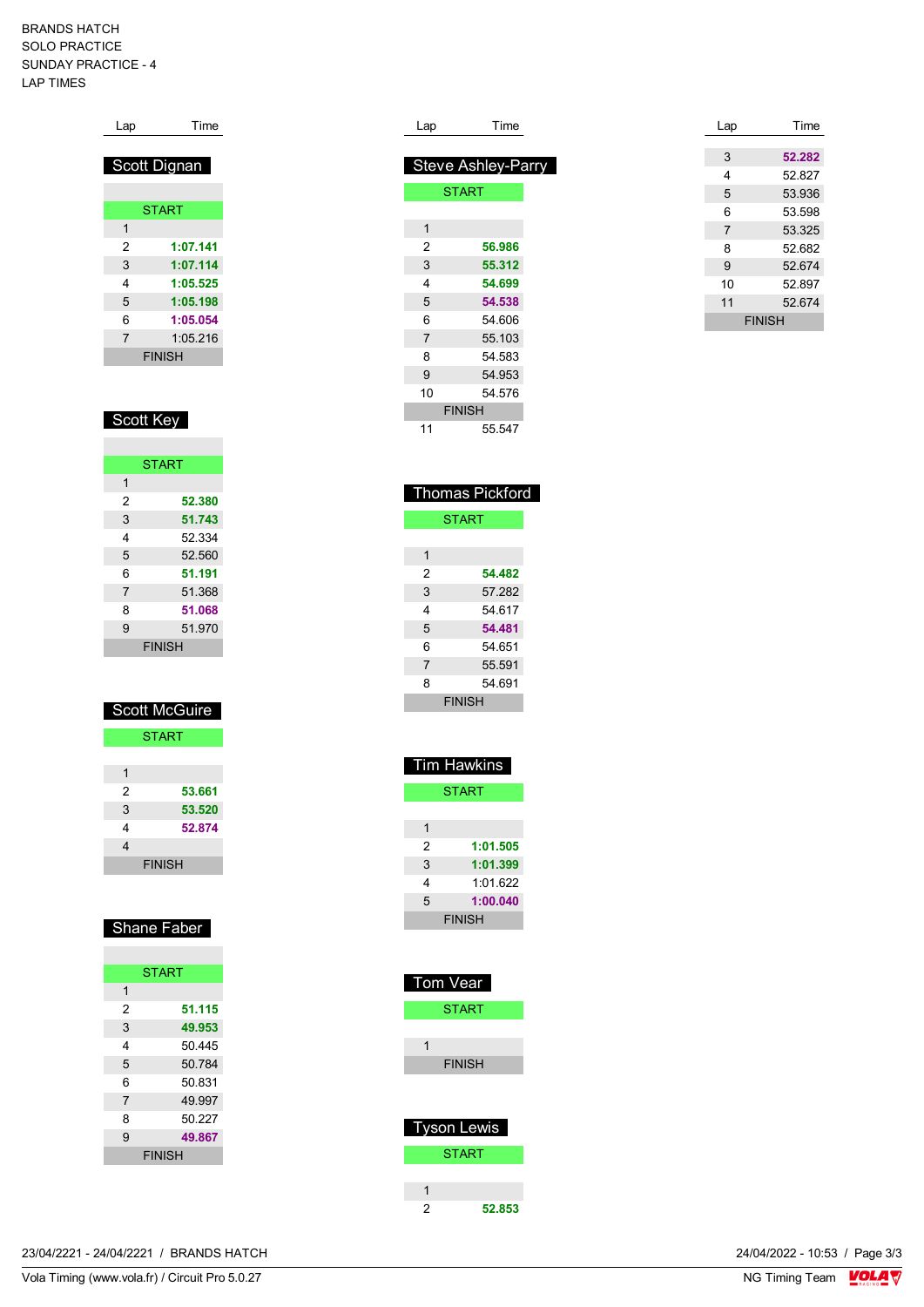BRANDS HATCH
SOLO PRACTICE
SUNDAY PRACTICE - 4
LAP TIMES

## Scott Dignan

| Lap | Time |
|---|---|
| START | |
| 1 | |
| 2 | **1:07.141** |
| 3 | **1:07.114** |
| 4 | **1:05.525** |
| 5 | **1:05.198** |
| 6 | **1:05.054** |
| 7 | 1:05.216 |
| FINISH | |

## Scott Key

| Lap | Time |
|---|---|
| START | |
| 1 | |
| 2 | **52.380** |
| 3 | **51.743** |
| 4 | 52.334 |
| 5 | 52.560 |
| 6 | **51.191** |
| 7 | 51.368 |
| 8 | **51.068** |
| 9 | 51.970 |
| FINISH | |

## Scott McGuire

| Lap | Time |
|---|---|
| START | |
| 1 | |
| 2 | **53.661** |
| 3 | **53.520** |
| 4 | **52.874** |
| 4 | |
| FINISH | |

## Shane Faber

| Lap | Time |
|---|---|
| START | |
| 1 | |
| 2 | **51.115** |
| 3 | **49.953** |
| 4 | 50.445 |
| 5 | 50.784 |
| 6 | 50.831 |
| 7 | 49.997 |
| 8 | 50.227 |
| 9 | **49.867** |
| FINISH | |

## Steve Ashley-Parry

| Lap | Time |
|---|---|
| START | |
| 1 | |
| 2 | **56.986** |
| 3 | **55.312** |
| 4 | **54.699** |
| 5 | **54.538** |
| 6 | 54.606 |
| 7 | 55.103 |
| 8 | 54.583 |
| 9 | 54.953 |
| 10 | 54.576 |
| FINISH | |
| 11 | 55.547 |

## Thomas Pickford

| Lap | Time |
|---|---|
| START | |
| 1 | |
| 2 | **54.482** |
| 3 | 57.282 |
| 4 | 54.617 |
| 5 | **54.481** |
| 6 | 54.651 |
| 7 | 55.591 |
| 8 | 54.691 |
| FINISH | |

## Tim Hawkins

| Lap | Time |
|---|---|
| START | |
| 1 | |
| 2 | **1:01.505** |
| 3 | **1:01.399** |
| 4 | 1:01.622 |
| 5 | **1:00.040** |
| FINISH | |

## Tom Vear

| Lap | Time |
|---|---|
| START | |
| 1 | |
| FINISH | |

## Tyson Lewis

| Lap | Time |
|---|---|
| START | |
| 1 | |
| 2 | **52.853** |
| 3 | **52.282** |
| 4 | 52.827 |
| 5 | 53.936 |
| 6 | 53.598 |
| 7 | 53.325 |
| 8 | 52.682 |
| 9 | 52.674 |
| 10 | 52.897 |
| 11 | 52.674 |
| FINISH | |

23/04/2221 - 24/04/2221 / BRANDS HATCH

Vola Timing (www.vola.fr) / Circuit Pro 5.0.27

24/04/2022 - 10:53

NG Timing Team